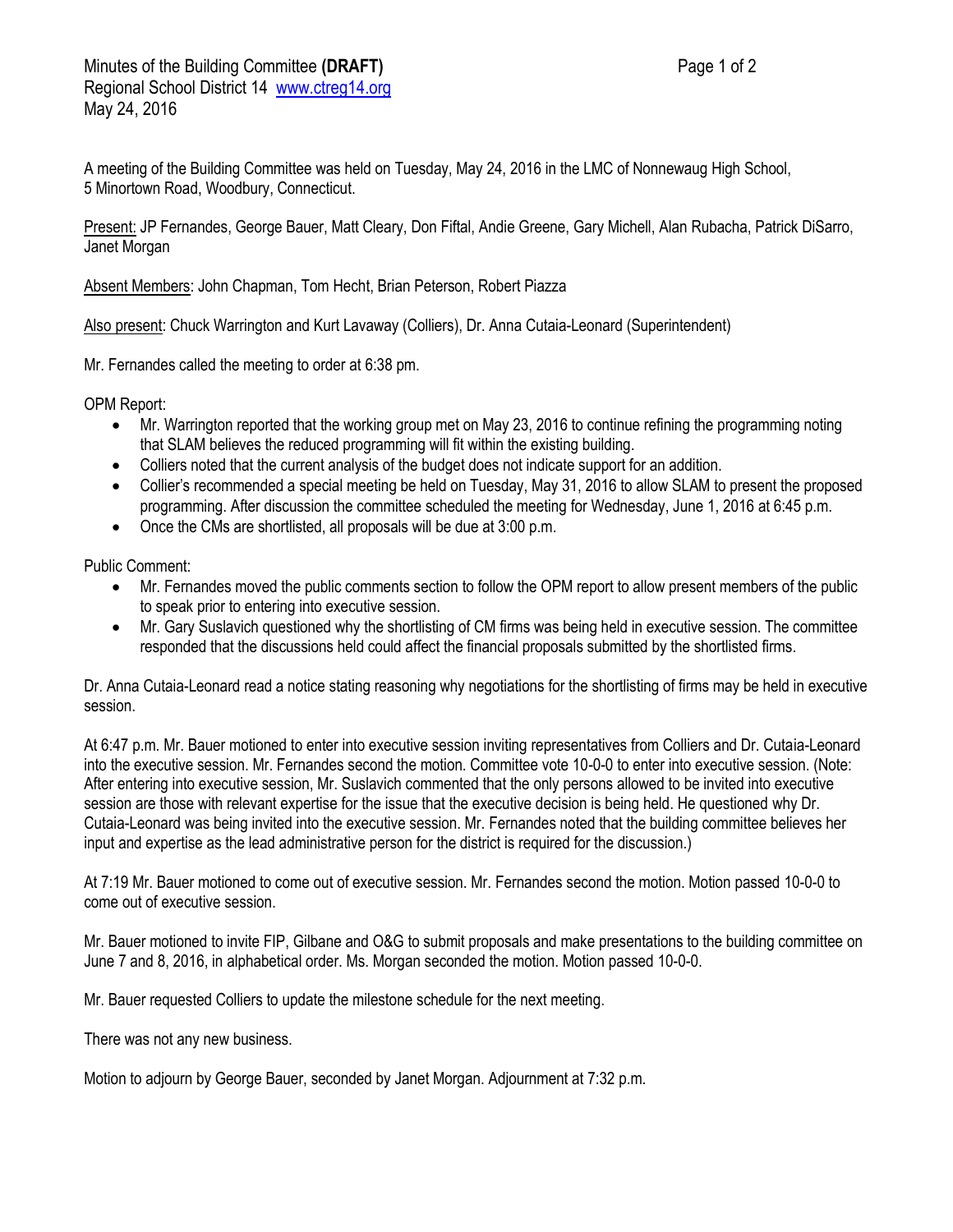Minutes of the Building Committee **(DRAFT)**
Regional School District 14 [www.ctreg14.org](http://www.ctreg14.org)
May 24, 2016

A meeting of the Building Committee was held on Tuesday, May 24, 2016 in the LMC of Nonnewaug High School, 5 Minortown Road, Woodbury, Connecticut.

Present: JP Fernandes, George Bauer, Matt Cleary, Don Fiftal, Andie Greene, Gary Michell, Alan Rubacha, Patrick DiSarro, Janet Morgan

Absent Members: John Chapman, Tom Hecht, Brian Peterson, Robert Piazza

Also present: Chuck Warrington and Kurt Lavaway (Colliers), Dr. Anna Cutaia-Leonard (Superintendent)

Mr. Fernandes called the meeting to order at 6:38 pm.

OPM Report:

- Mr. Warrington reported that the working group met on May 23, 2016 to continue refining the programming noting that SLAM believes the reduced programming will fit within the existing building.
- Colliers noted that the current analysis of the budget does not indicate support for an addition.
- Collier's recommended a special meeting be held on Tuesday, May 31, 2016 to allow SLAM to present the proposed programming. After discussion the committee scheduled the meeting for Wednesday, June 1, 2016 at 6:45 p.m.
- Once the CMs are shortlisted, all proposals will be due at 3:00 p.m.

Public Comment:

- Mr. Fernandes moved the public comments section to follow the OPM report to allow present members of the public to speak prior to entering into executive session.
- Mr. Gary Suslavich questioned why the shortlisting of CM firms was being held in executive session. The committee responded that the discussions held could affect the financial proposals submitted by the shortlisted firms.

Dr. Anna Cutaia-Leonard read a notice stating reasoning why negotiations for the shortlisting of firms may be held in executive session.

At 6:47 p.m. Mr. Bauer motioned to enter into executive session inviting representatives from Colliers and Dr. Cutaia-Leonard into the executive session. Mr. Fernandes second the motion. Committee vote 10-0-0 to enter into executive session. (Note: After entering into executive session, Mr. Suslavich commented that the only persons allowed to be invited into executive session are those with relevant expertise for the issue that the executive decision is being held. He questioned why Dr. Cutaia-Leonard was being invited into the executive session. Mr. Fernandes noted that the building committee believes her input and expertise as the lead administrative person for the district is required for the discussion.)

At 7:19 Mr. Bauer motioned to come out of executive session. Mr. Fernandes second the motion. Motion passed 10-0-0 to come out of executive session.

Mr. Bauer motioned to invite FIP, Gilbane and O&G to submit proposals and make presentations to the building committee on June 7 and 8, 2016, in alphabetical order. Ms. Morgan seconded the motion. Motion passed 10-0-0.

Mr. Bauer requested Colliers to update the milestone schedule for the next meeting.

There was not any new business.

Motion to adjourn by George Bauer, seconded by Janet Morgan. Adjournment at 7:32 p.m.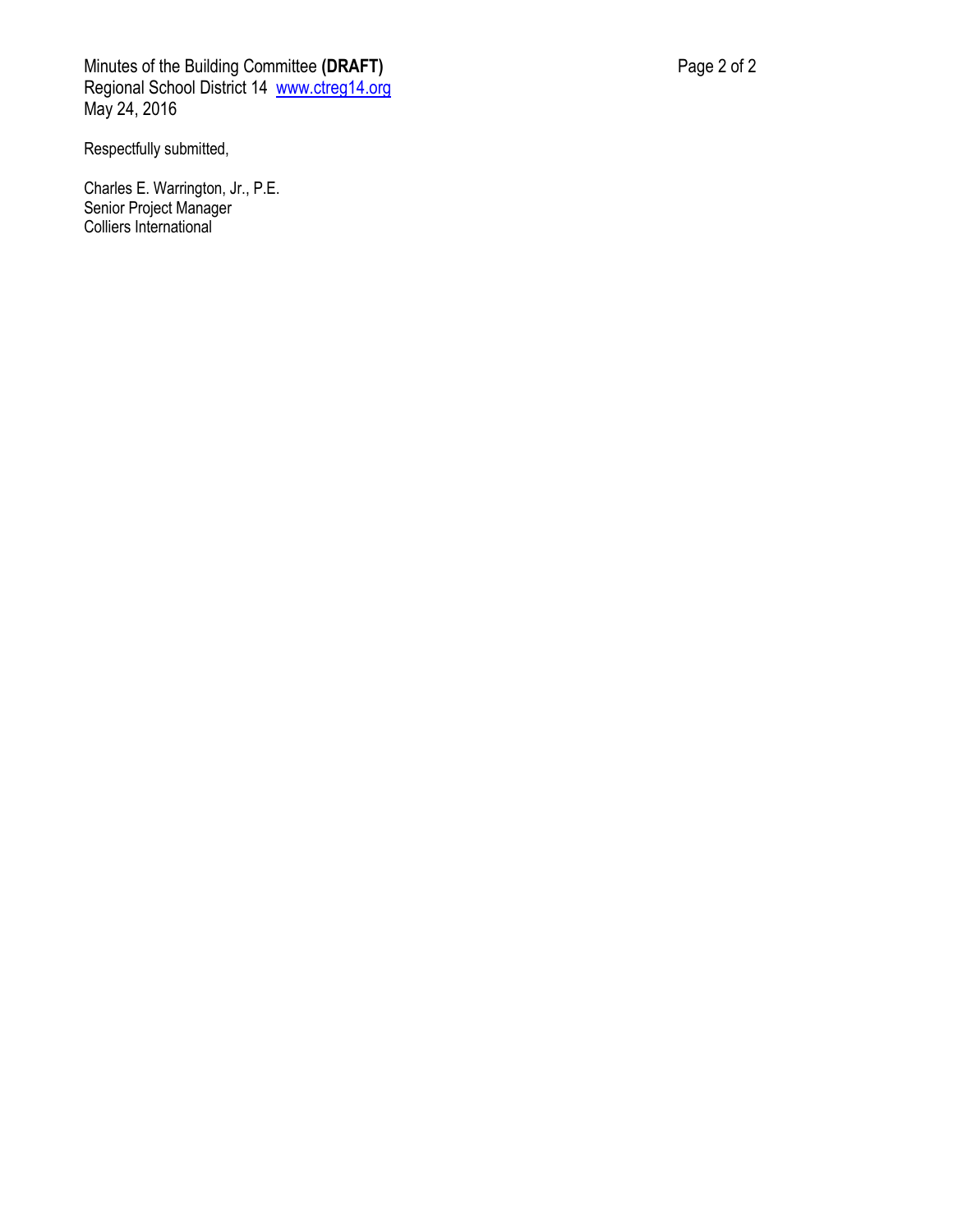Respectfully submitted,

Charles E. Warrington, Jr., P.E.  
Senior Project Manager  
Colliers International